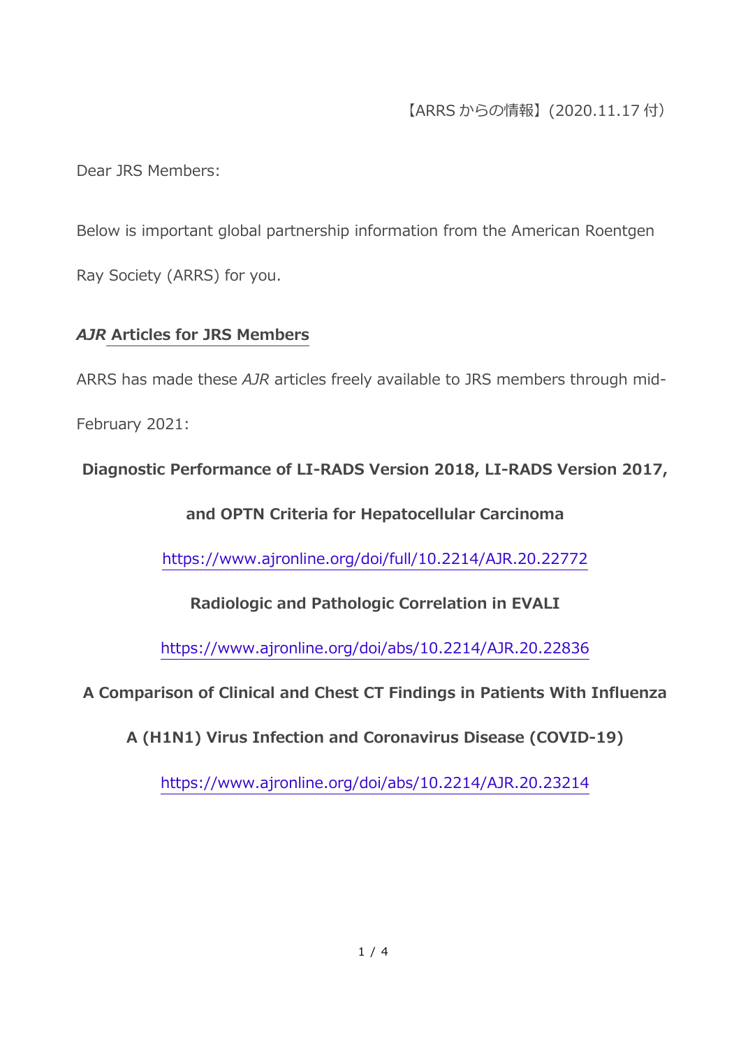【ARRS からの情報】(2020.11.17 付)

Dear JRS Members:

Below is important global partnership information from the American Roentgen Ray Society (ARRS) for you.

## *AJR* Articles for JRS Members

ARRS has made these *AJR* articles freely available to JRS members through mid-February 2021:

**Diagnostic Performance of LI-RADS Version 2018, LI-RADS Version 2017, and OPTN Criteria for Hepatocellular Carcinoma**

https://www.ajronline.org/doi/full/10.2214/AJR.20.22772

**Radiologic and Pathologic Correlation in EVALI**

https://www.ajronline.org/doi/abs/10.2214/AJR.20.22836

**A Comparison of Clinical and Chest CT Findings in Patients With Influenza A (H1N1) Virus Infection and Coronavirus Disease (COVID-19)**

https://www.ajronline.org/doi/abs/10.2214/AJR.20.23214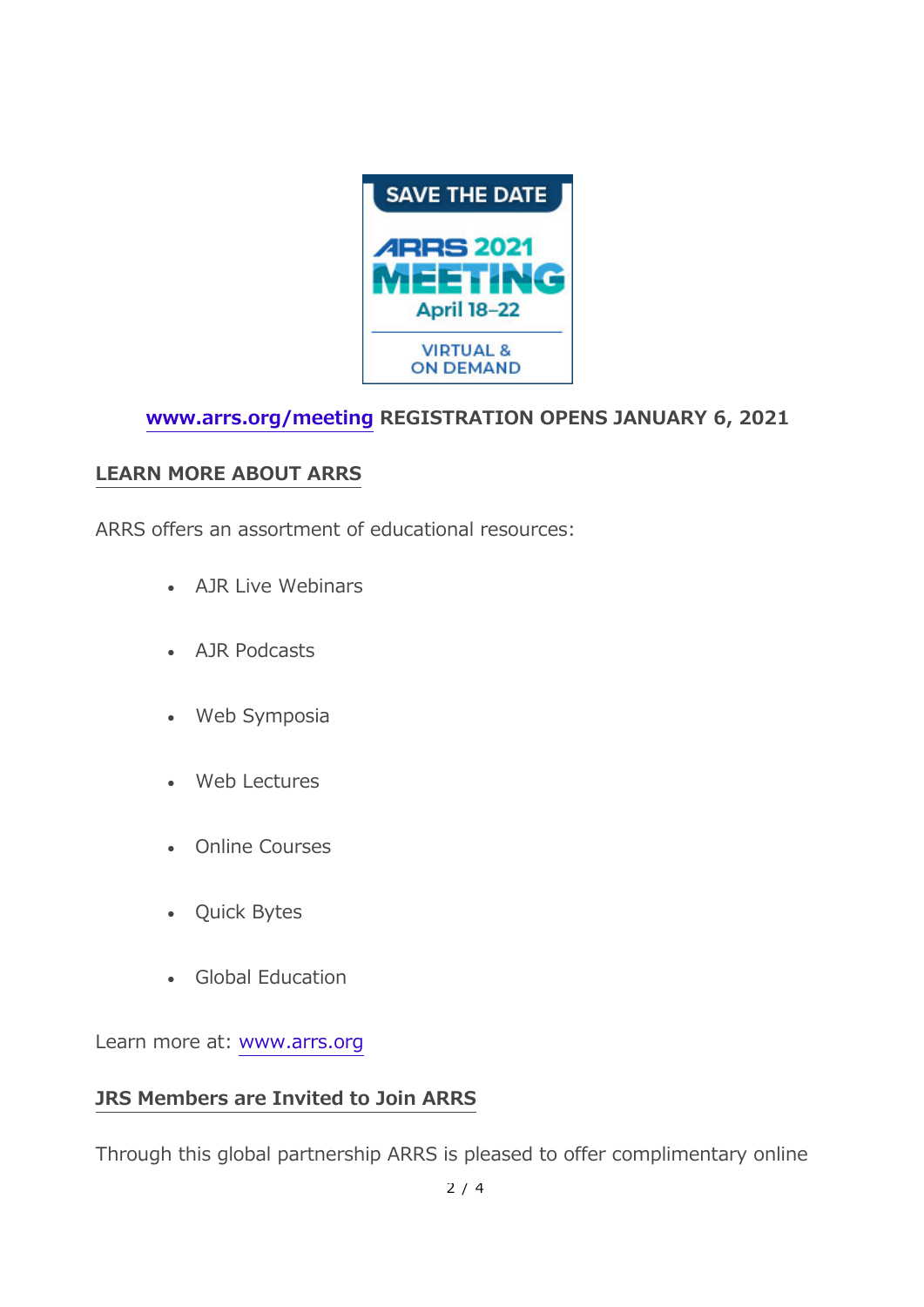SAVE THE DATE

ARRS 2021 MEETING

April 18–22

VIRTUAL & ON DEMAND

**www.arrs.org/meeting REGISTRATION OPENS JANUARY 6, 2021**

## LEARN MORE ABOUT ARRS

ARRS offers an assortment of educational resources:

- AJR Live Webinars
- AJR Podcasts
- Web Symposia
- Web Lectures
- Online Courses
- Quick Bytes
- Global Education

Learn more at: www.arrs.org

## JRS Members are Invited to Join ARRS

Through this global partnership ARRS is pleased to offer complimentary online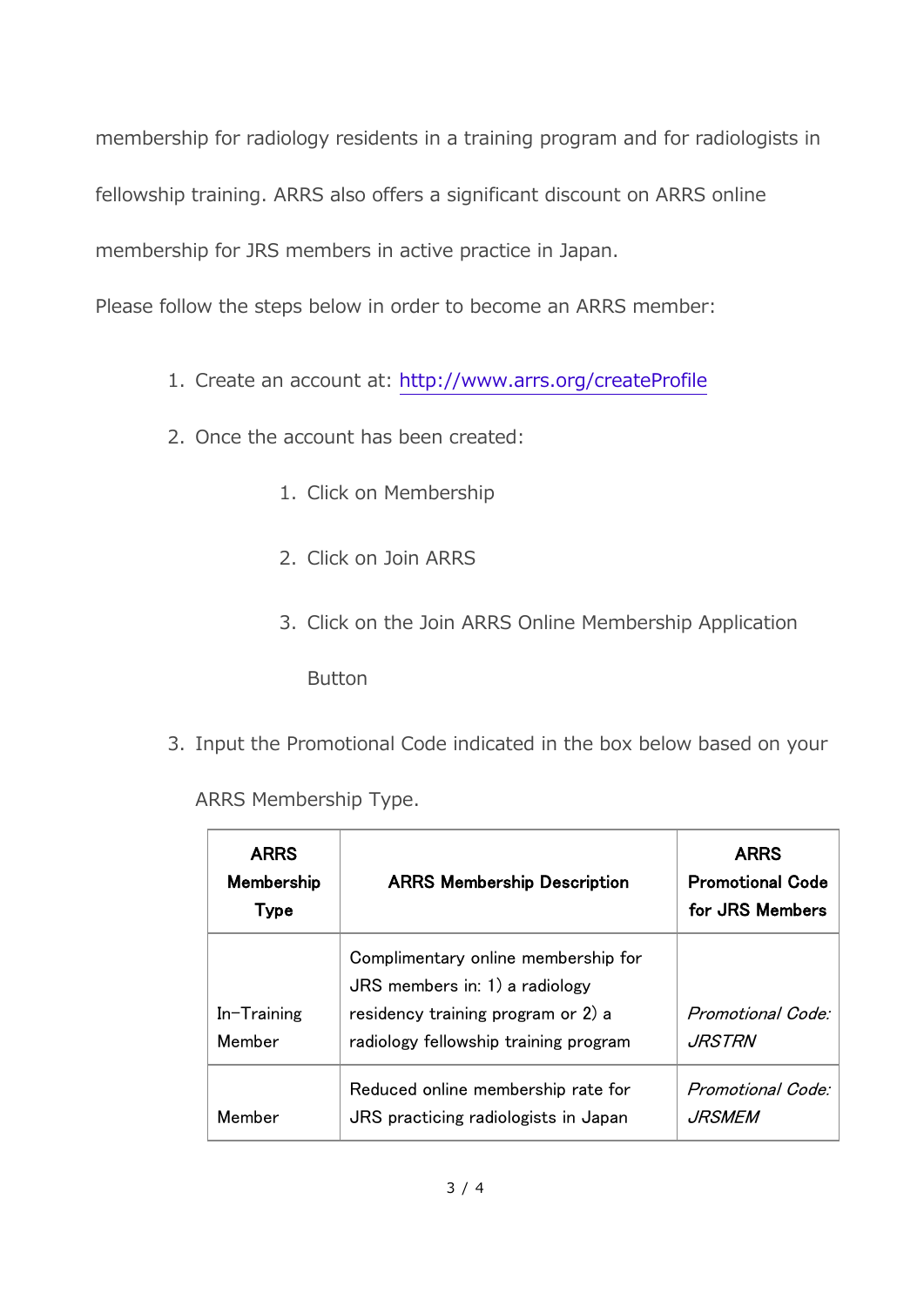membership for radiology residents in a training program and for radiologists in fellowship training. ARRS also offers a significant discount on ARRS online membership for JRS members in active practice in Japan.

Please follow the steps below in order to become an ARRS member:

1. Create an account at: http://www.arrs.org/createProfile
2. Once the account has been created:
    1. Click on Membership
    2. Click on Join ARRS
    3. Click on the Join ARRS Online Membership Application Button
3. Input the Promotional Code indicated in the box below based on your ARRS Membership Type.

| ARRS Membership Type | ARRS Membership Description | ARRS Promotional Code for JRS Members |
|---|---|---|
| In-Training Member | Complimentary online membership for JRS members in: 1) a radiology residency training program or 2) a radiology fellowship training program | *Promotional Code: JRSTRN* |
| Member | Reduced online membership rate for JRS practicing radiologists in Japan | *Promotional Code: JRSMEM* |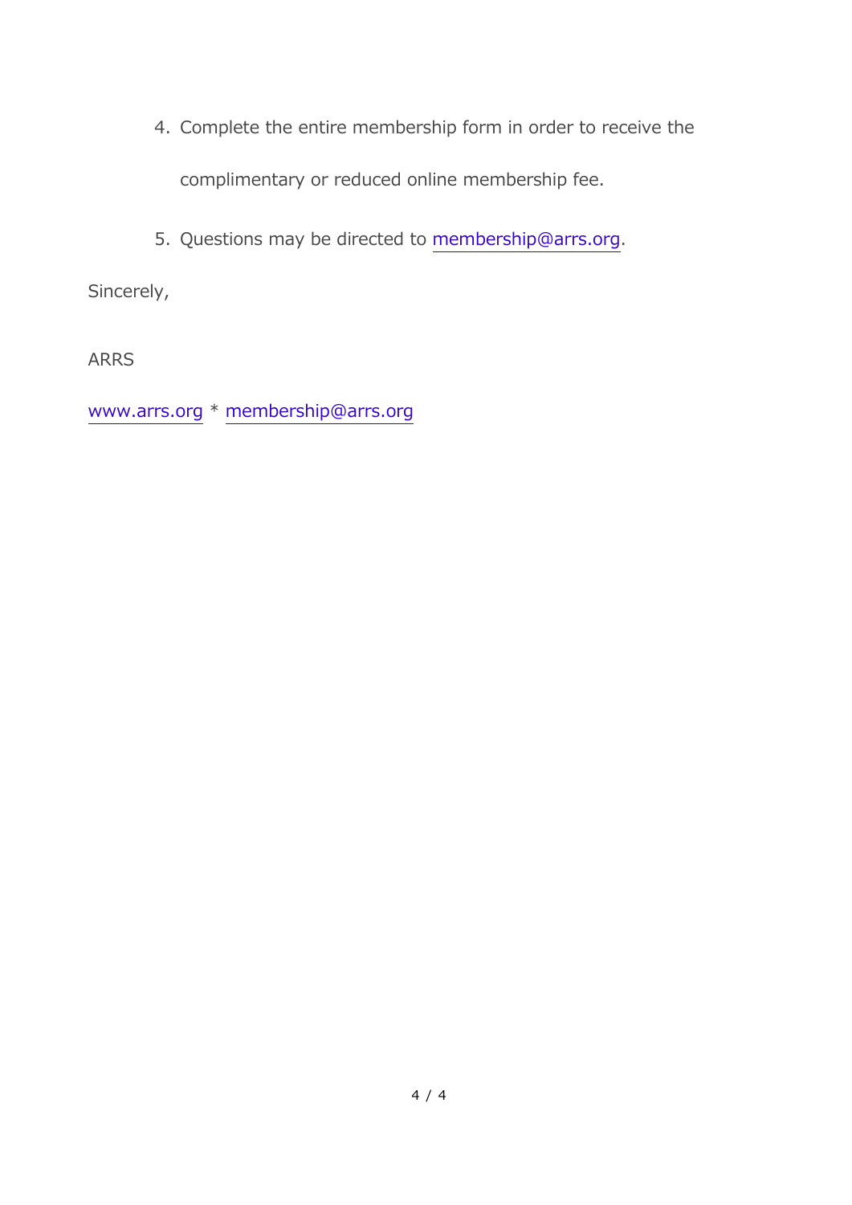4. Complete the entire membership form in order to receive the complimentary or reduced online membership fee.
5. Questions may be directed to membership@arrs.org.

Sincerely,

ARRS

www.arrs.org * membership@arrs.org